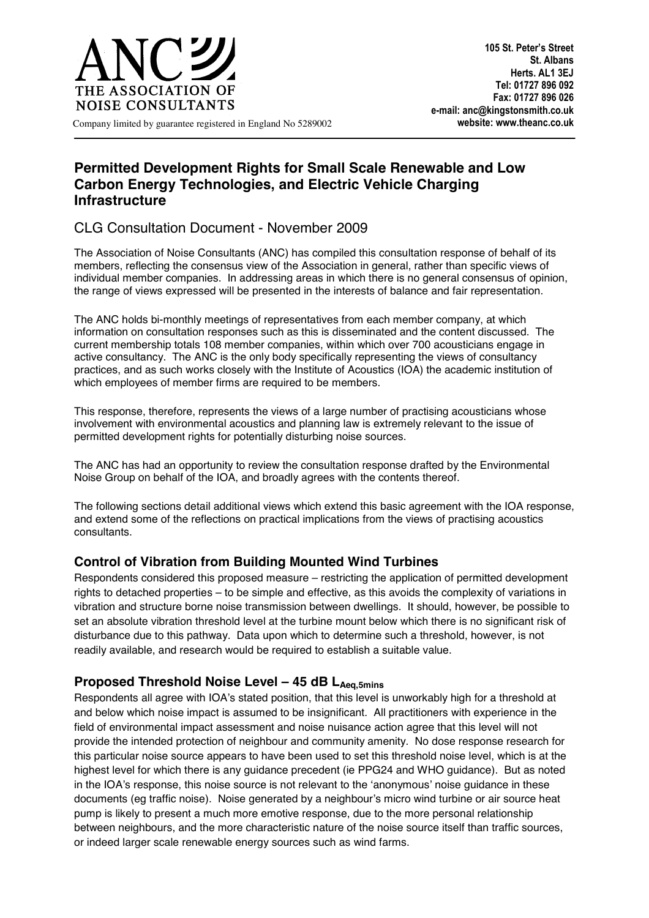ANC

THE ASSOCIATION OF NOISE CONSULTANTS

Company limited by guarantee registered in England No 5289002

**105 St. Peter's Street**
**St. Albans**
**Herts. AL1 3EJ**
**Tel: 01727 896 092**
**Fax: 01727 896 026**
**e-mail: anc@kingstonsmith.co.uk**
**website: www.theanc.co.uk**

## Permitted Development Rights for Small Scale Renewable and Low Carbon Energy Technologies, and Electric Vehicle Charging Infrastructure

### CLG Consultation Document - November 2009

The Association of Noise Consultants (ANC) has compiled this consultation response of behalf of its members, reflecting the consensus view of the Association in general, rather than specific views of individual member companies. In addressing areas in which there is no general consensus of opinion, the range of views expressed will be presented in the interests of balance and fair representation.

The ANC holds bi-monthly meetings of representatives from each member company, at which information on consultation responses such as this is disseminated and the content discussed. The current membership totals 108 member companies, within which over 700 acousticians engage in active consultancy. The ANC is the only body specifically representing the views of consultancy practices, and as such works closely with the Institute of Acoustics (IOA) the academic institution of which employees of member firms are required to be members.

This response, therefore, represents the views of a large number of practising acousticians whose involvement with environmental acoustics and planning law is extremely relevant to the issue of permitted development rights for potentially disturbing noise sources.

The ANC has had an opportunity to review the consultation response drafted by the Environmental Noise Group on behalf of the IOA, and broadly agrees with the contents thereof.

The following sections detail additional views which extend this basic agreement with the IOA response, and extend some of the reflections on practical implications from the views of practising acoustics consultants.

### Control of Vibration from Building Mounted Wind Turbines

Respondents considered this proposed measure – restricting the application of permitted development rights to detached properties – to be simple and effective, as this avoids the complexity of variations in vibration and structure borne noise transmission between dwellings. It should, however, be possible to set an absolute vibration threshold level at the turbine mount below which there is no significant risk of disturbance due to this pathway. Data upon which to determine such a threshold, however, is not readily available, and research would be required to establish a suitable value.

### Proposed Threshold Noise Level – 45 dB $L_{Aeq,5mins}$

Respondents all agree with IOA's stated position, that this level is unworkably high for a threshold at and below which noise impact is assumed to be insignificant. All practitioners with experience in the field of environmental impact assessment and noise nuisance action agree that this level will not provide the intended protection of neighbour and community amenity. No dose response research for this particular noise source appears to have been used to set this threshold noise level, which is at the highest level for which there is any guidance precedent (ie PPG24 and WHO guidance). But as noted in the IOA's response, this noise source is not relevant to the 'anonymous' noise guidance in these documents (eg traffic noise). Noise generated by a neighbour's micro wind turbine or air source heat pump is likely to present a much more emotive response, due to the more personal relationship between neighbours, and the more characteristic nature of the noise source itself than traffic sources, or indeed larger scale renewable energy sources such as wind farms.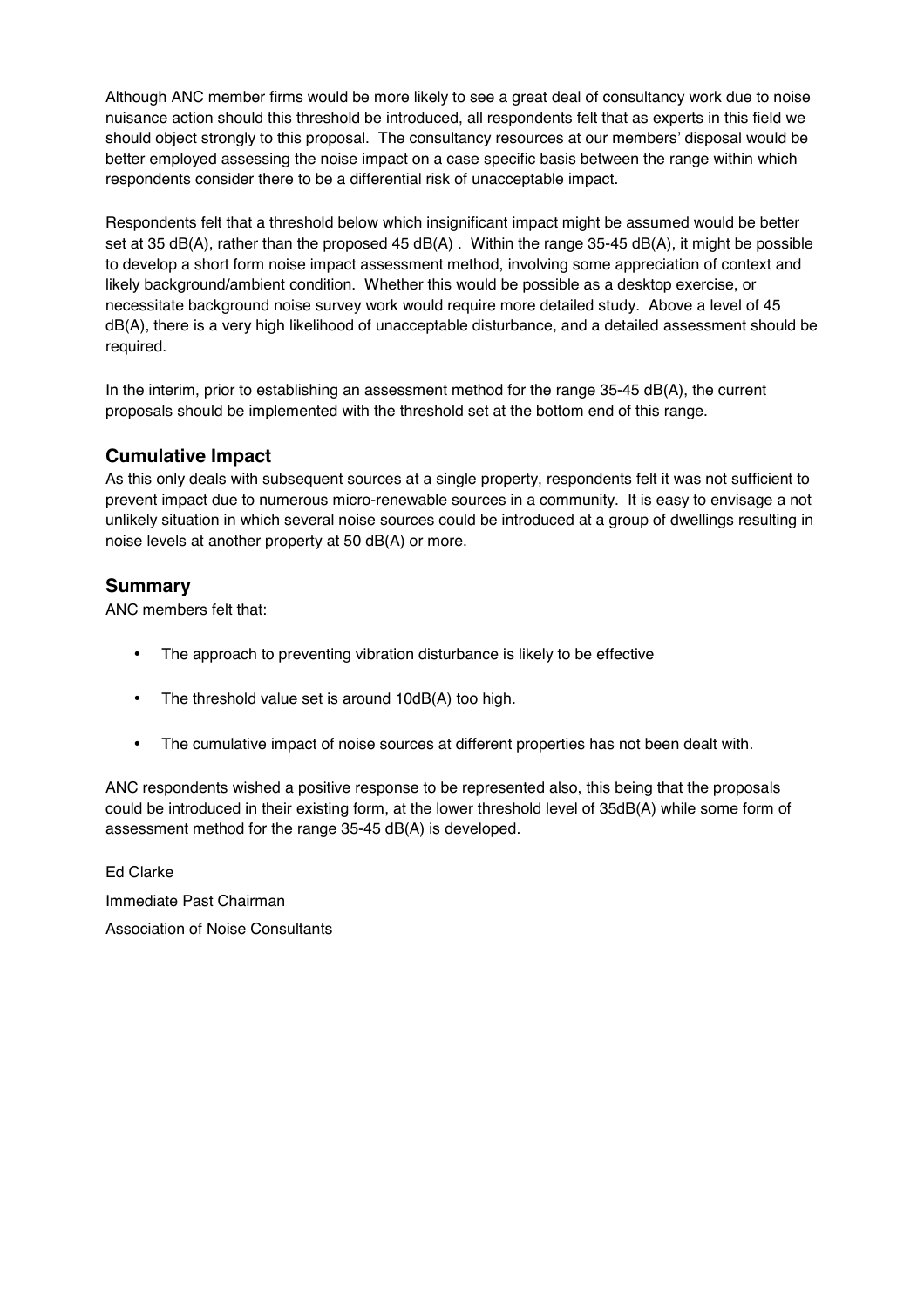Although ANC member firms would be more likely to see a great deal of consultancy work due to noise nuisance action should this threshold be introduced, all respondents felt that as experts in this field we should object strongly to this proposal. The consultancy resources at our members' disposal would be better employed assessing the noise impact on a case specific basis between the range within which respondents consider there to be a differential risk of unacceptable impact.

Respondents felt that a threshold below which insignificant impact might be assumed would be better set at 35 dB(A), rather than the proposed 45 dB(A) . Within the range 35-45 dB(A), it might be possible to develop a short form noise impact assessment method, involving some appreciation of context and likely background/ambient condition. Whether this would be possible as a desktop exercise, or necessitate background noise survey work would require more detailed study. Above a level of 45 dB(A), there is a very high likelihood of unacceptable disturbance, and a detailed assessment should be required.

In the interim, prior to establishing an assessment method for the range 35-45 dB(A), the current proposals should be implemented with the threshold set at the bottom end of this range.

## Cumulative Impact

As this only deals with subsequent sources at a single property, respondents felt it was not sufficient to prevent impact due to numerous micro-renewable sources in a community. It is easy to envisage a not unlikely situation in which several noise sources could be introduced at a group of dwellings resulting in noise levels at another property at 50 dB(A) or more.

## Summary

ANC members felt that:

- The approach to preventing vibration disturbance is likely to be effective
- The threshold value set is around 10dB(A) too high.
- The cumulative impact of noise sources at different properties has not been dealt with.

ANC respondents wished a positive response to be represented also, this being that the proposals could be introduced in their existing form, at the lower threshold level of 35dB(A) while some form of assessment method for the range 35-45 dB(A) is developed.

Ed Clarke

Immediate Past Chairman

Association of Noise Consultants